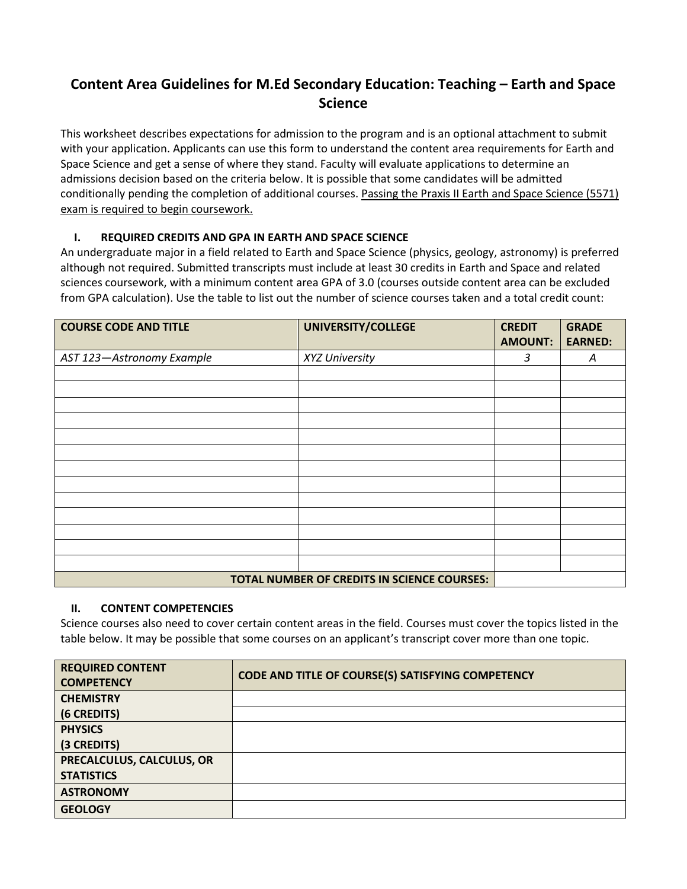# Content Area Guidelines for M.Ed Secondary Education: Teaching – Earth and Space Science

This worksheet describes expectations for admission to the program and is an optional attachment to submit with your application. Applicants can use this form to understand the content area requirements for Earth and Space Science and get a sense of where they stand. Faculty will evaluate applications to determine an admissions decision based on the criteria below. It is possible that some candidates will be admitted conditionally pending the completion of additional courses. <u>Passing the Praxis II Earth and Space Science (5571) exam is required to begin coursework.</u>

## I. REQUIRED CREDITS AND GPA IN EARTH AND SPACE SCIENCE

An undergraduate major in a field related to Earth and Space Science (physics, geology, astronomy) is preferred although not required. Submitted transcripts must include at least 30 credits in Earth and Space and related sciences coursework, with a minimum content area GPA of 3.0 (courses outside content area can be excluded from GPA calculation). Use the table to list out the number of science courses taken and a total credit count:

| COURSE CODE AND TITLE | UNIVERSITY/COLLEGE | CREDIT AMOUNT: | GRADE EARNED: |
|---|---|---|---|
| *AST 123—Astronomy Example* | *XYZ University* | *3* | *A* |
| | | | |
| | | | |
| | | | |
| | | | |
| | | | |
| | | | |
| | | | |
| | | | |
| | | | |
| | | | |
| | | | |
| | | | |
| | | | |
| **TOTAL NUMBER OF CREDITS IN SCIENCE COURSES:** | | | |

## II. CONTENT COMPETENCIES

Science courses also need to cover certain content areas in the field. Courses must cover the topics listed in the table below. It may be possible that some courses on an applicant's transcript cover more than one topic.

| REQUIRED CONTENT COMPETENCY | CODE AND TITLE OF COURSE(S) SATISFYING COMPETENCY |
|---|---|
| **CHEMISTRY (6 CREDITS)** | |
| | |
| **PHYSICS (3 CREDITS)** | |
| **PRECALCULUS, CALCULUS, OR STATISTICS** | |
| **ASTRONOMY** | |
| **GEOLOGY** | |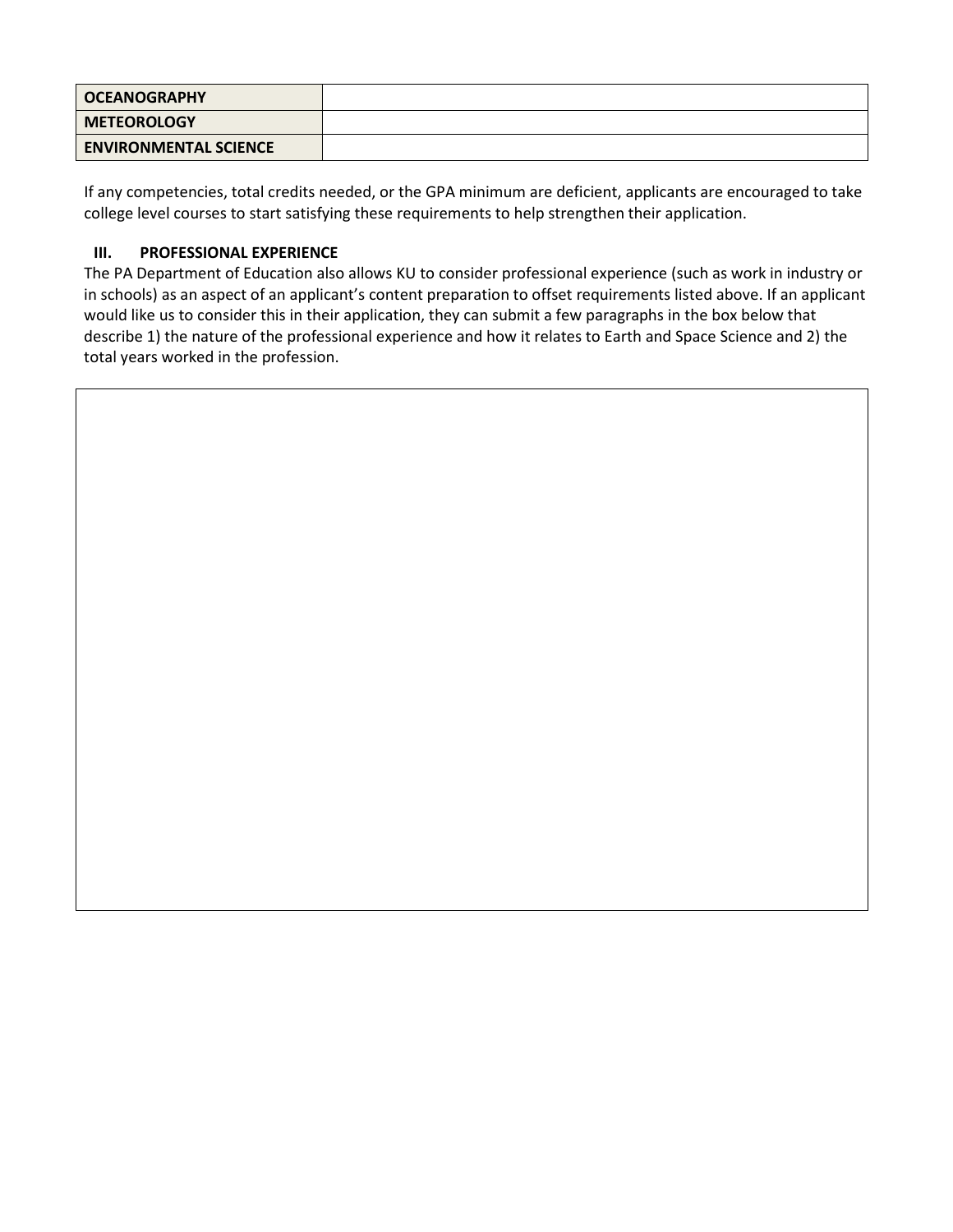| | |
|---|---|
| **OCEANOGRAPHY** | |
| **METEOROLOGY** | |
| **ENVIRONMENTAL SCIENCE** | |

If any competencies, total credits needed, or the GPA minimum are deficient, applicants are encouraged to take college level courses to start satisfying these requirements to help strengthen their application.

## III. PROFESSIONAL EXPERIENCE

The PA Department of Education also allows KU to consider professional experience (such as work in industry or in schools) as an aspect of an applicant's content preparation to offset requirements listed above. If an applicant would like us to consider this in their application, they can submit a few paragraphs in the box below that describe 1) the nature of the professional experience and how it relates to Earth and Space Science and 2) the total years worked in the profession.